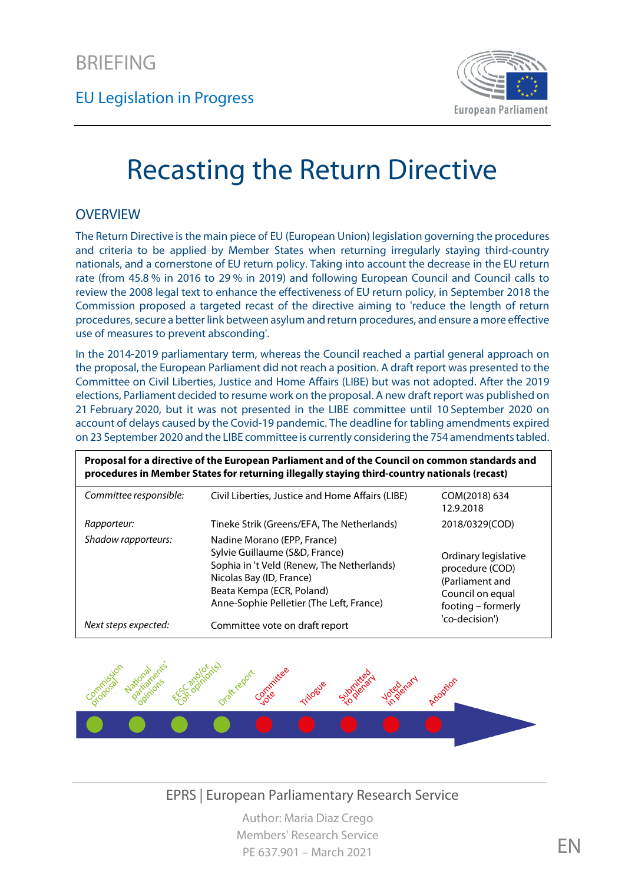BRIEFING

EU Legislation in Progress

# Recasting the Return Directive

## OVERVIEW

The Return Directive is the main piece of EU (European Union) legislation governing the procedures and criteria to be applied by Member States when returning irregularly staying third-country nationals, and a cornerstone of EU return policy. Taking into account the decrease in the EU return rate (from 45.8 % in 2016 to 29 % in 2019) and following European Council and Council calls to review the 2008 legal text to enhance the effectiveness of EU return policy, in September 2018 the Commission proposed a targeted recast of the directive aiming to 'reduce the length of return procedures, secure a better link between asylum and return procedures, and ensure a more effective use of measures to prevent absconding'.

In the 2014-2019 parliamentary term, whereas the Council reached a partial general approach on the proposal, the European Parliament did not reach a position. A draft report was presented to the Committee on Civil Liberties, Justice and Home Affairs (LIBE) but was not adopted. After the 2019 elections, Parliament decided to resume work on the proposal. A new draft report was published on 21 February 2020, but it was not presented in the LIBE committee until 10 September 2020 on account of delays caused by the Covid-19 pandemic. The deadline for tabling amendments expired on 23 September 2020 and the LIBE committee is currently considering the 754 amendments tabled.

| **Proposal for a directive of the European Parliament and of the Council on common standards and procedures in Member States for returning illegally staying third-country nationals (recast)** | | |
|---|---|---|
| *Committee responsible:* | Civil Liberties, Justice and Home Affairs (LIBE) | COM(2018) 634 12.9.2018 |
| *Rapporteur:* | Tineke Strik (Greens/EFA, The Netherlands) | 2018/0329(COD) |
| *Shadow rapporteurs:* | Nadine Morano (EPP, France)<br>Sylvie Guillaume (S&D, France)<br>Sophia in 't Veld (Renew, The Netherlands)<br>Nicolas Bay (ID, France)<br>Beata Kempa (ECR, Poland)<br>Anne-Sophie Pelletier (The Left, France) | Ordinary legislative procedure (COD) (Parliament and Council on equal footing – formerly 'co-decision') |
| *Next steps expected:* | Committee vote on draft report | |

Commission proposal — National parliaments' opinions — EESC and/or CoR opinion(s) — Draft report — Committee vote — Trilogue — Submitted to plenary — Voted in plenary — Adoption

EPRS | European Parliamentary Research Service

Author: Maria Diaz Crego
Members' Research Service
PE 637.901 – March 2021

EN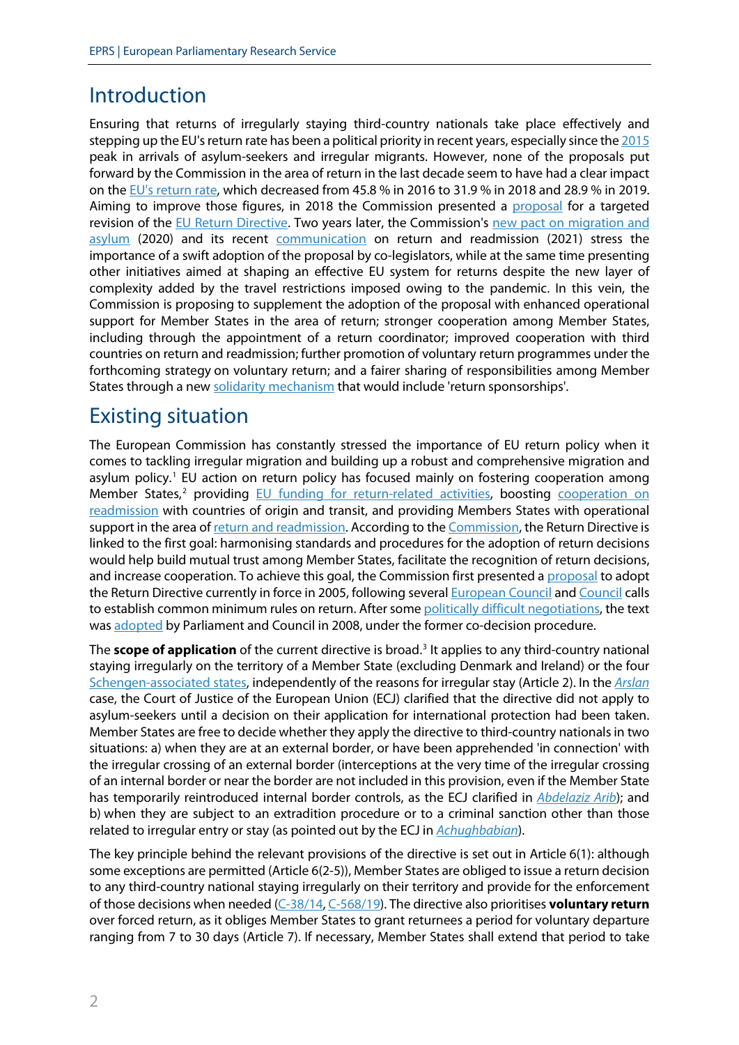## Introduction

Ensuring that returns of irregularly staying third-country nationals take place effectively and stepping up the EU's return rate has been a political priority in recent years, especially since the 2015 peak in arrivals of asylum-seekers and irregular migrants. However, none of the proposals put forward by the Commission in the area of return in the last decade seem to have had a clear impact on the EU's return rate, which decreased from 45.8 % in 2016 to 31.9 % in 2018 and 28.9 % in 2019. Aiming to improve those figures, in 2018 the Commission presented a proposal for a targeted revision of the EU Return Directive. Two years later, the Commission's new pact on migration and asylum (2020) and its recent communication on return and readmission (2021) stress the importance of a swift adoption of the proposal by co-legislators, while at the same time presenting other initiatives aimed at shaping an effective EU system for returns despite the new layer of complexity added by the travel restrictions imposed owing to the pandemic. In this vein, the Commission is proposing to supplement the adoption of the proposal with enhanced operational support for Member States in the area of return; stronger cooperation among Member States, including through the appointment of a return coordinator; improved cooperation with third countries on return and readmission; further promotion of voluntary return programmes under the forthcoming strategy on voluntary return; and a fairer sharing of responsibilities among Member States through a new solidarity mechanism that would include 'return sponsorships'.

## Existing situation

The European Commission has constantly stressed the importance of EU return policy when it comes to tackling irregular migration and building up a robust and comprehensive migration and asylum policy.[1] EU action on return policy has focused mainly on fostering cooperation among Member States,[2] providing EU funding for return-related activities, boosting cooperation on readmission with countries of origin and transit, and providing Members States with operational support in the area of return and readmission. According to the Commission, the Return Directive is linked to the first goal: harmonising standards and procedures for the adoption of return decisions would help build mutual trust among Member States, facilitate the recognition of return decisions, and increase cooperation. To achieve this goal, the Commission first presented a proposal to adopt the Return Directive currently in force in 2005, following several European Council and Council calls to establish common minimum rules on return. After some politically difficult negotiations, the text was adopted by Parliament and Council in 2008, under the former co-decision procedure.

The **scope of application** of the current directive is broad.[3] It applies to any third-country national staying irregularly on the territory of a Member State (excluding Denmark and Ireland) or the four Schengen-associated states, independently of the reasons for irregular stay (Article 2). In the *Arslan* case, the Court of Justice of the European Union (ECJ) clarified that the directive did not apply to asylum-seekers until a decision on their application for international protection had been taken. Member States are free to decide whether they apply the directive to third-country nationals in two situations: a) when they are at an external border, or have been apprehended 'in connection' with the irregular crossing of an external border (interceptions at the very time of the irregular crossing of an internal border or near the border are not included in this provision, even if the Member State has temporarily reintroduced internal border controls, as the ECJ clarified in *Abdelaziz Arib*); and b) when they are subject to an extradition procedure or to a criminal sanction other than those related to irregular entry or stay (as pointed out by the ECJ in *Achughbabian*).

The key principle behind the relevant provisions of the directive is set out in Article 6(1): although some exceptions are permitted (Article 6(2-5)), Member States are obliged to issue a return decision to any third-country national staying irregularly on their territory and provide for the enforcement of those decisions when needed (C-38/14, C-568/19). The directive also prioritises **voluntary return** over forced return, as it obliges Member States to grant returnees a period for voluntary departure ranging from 7 to 30 days (Article 7). If necessary, Member States shall extend that period to take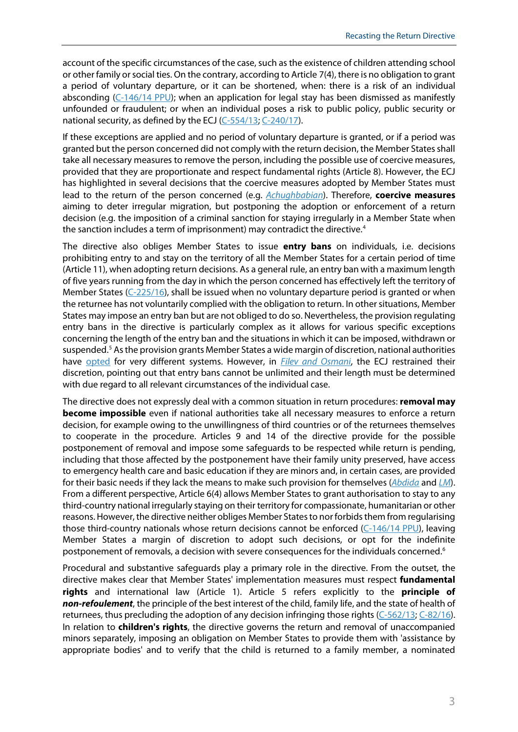account of the specific circumstances of the case, such as the existence of children attending school or other family or social ties. On the contrary, according to Article 7(4), there is no obligation to grant a period of voluntary departure, or it can be shortened, when: there is a risk of an individual absconding (C-146/14 PPU); when an application for legal stay has been dismissed as manifestly unfounded or fraudulent; or when an individual poses a risk to public policy, public security or national security, as defined by the ECJ (C-554/13; C-240/17).

If these exceptions are applied and no period of voluntary departure is granted, or if a period was granted but the person concerned did not comply with the return decision, the Member States shall take all necessary measures to remove the person, including the possible use of coercive measures, provided that they are proportionate and respect fundamental rights (Article 8). However, the ECJ has highlighted in several decisions that the coercive measures adopted by Member States must lead to the return of the person concerned (e.g. *Achughbabian*). Therefore, **coercive measures** aiming to deter irregular migration, but postponing the adoption or enforcement of a return decision (e.g. the imposition of a criminal sanction for staying irregularly in a Member State when the sanction includes a term of imprisonment) may contradict the directive.[4]

The directive also obliges Member States to issue **entry bans** on individuals, i.e. decisions prohibiting entry to and stay on the territory of all the Member States for a certain period of time (Article 11), when adopting return decisions. As a general rule, an entry ban with a maximum length of five years running from the day in which the person concerned has effectively left the territory of Member States (C-225/16), shall be issued when no voluntary departure period is granted or when the returnee has not voluntarily complied with the obligation to return. In other situations, Member States may impose an entry ban but are not obliged to do so. Nevertheless, the provision regulating entry bans in the directive is particularly complex as it allows for various specific exceptions concerning the length of the entry ban and the situations in which it can be imposed, withdrawn or suspended.[5] As the provision grants Member States a wide margin of discretion, national authorities have opted for very different systems. However, in *Filev and Osmani*, the ECJ restrained their discretion, pointing out that entry bans cannot be unlimited and their length must be determined with due regard to all relevant circumstances of the individual case.

The directive does not expressly deal with a common situation in return procedures: **removal may become impossible** even if national authorities take all necessary measures to enforce a return decision, for example owing to the unwillingness of third countries or of the returnees themselves to cooperate in the procedure. Articles 9 and 14 of the directive provide for the possible postponement of removal and impose some safeguards to be respected while return is pending, including that those affected by the postponement have their family unity preserved, have access to emergency health care and basic education if they are minors and, in certain cases, are provided for their basic needs if they lack the means to make such provision for themselves (*Abdida* and *LM*). From a different perspective, Article 6(4) allows Member States to grant authorisation to stay to any third-country national irregularly staying on their territory for compassionate, humanitarian or other reasons. However, the directive neither obliges Member States to nor forbids them from regularising those third-country nationals whose return decisions cannot be enforced (C-146/14 PPU), leaving Member States a margin of discretion to adopt such decisions, or opt for the indefinite postponement of removals, a decision with severe consequences for the individuals concerned.[6]

Procedural and substantive safeguards play a primary role in the directive. From the outset, the directive makes clear that Member States' implementation measures must respect **fundamental rights** and international law (Article 1). Article 5 refers explicitly to the **principle of *non-refoulement***, the principle of the best interest of the child, family life, and the state of health of returnees, thus precluding the adoption of any decision infringing those rights (C-562/13; C-82/16). In relation to **children's rights**, the directive governs the return and removal of unaccompanied minors separately, imposing an obligation on Member States to provide them with 'assistance by appropriate bodies' and to verify that the child is returned to a family member, a nominated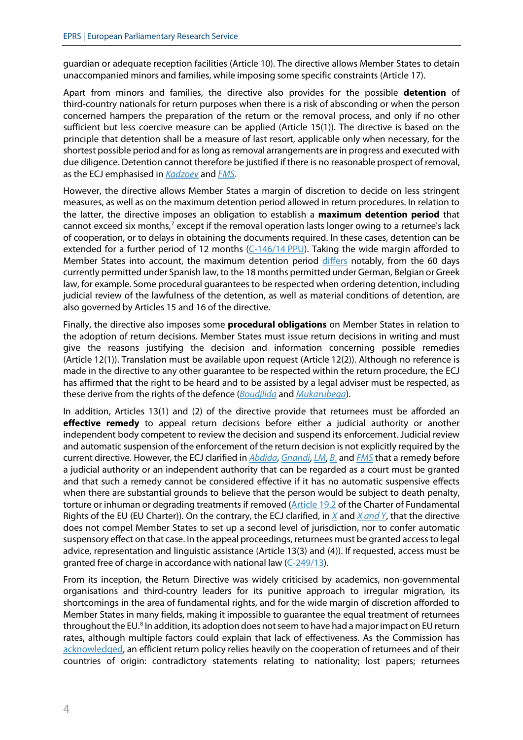guardian or adequate reception facilities (Article 10). The directive allows Member States to detain unaccompanied minors and families, while imposing some specific constraints (Article 17).

Apart from minors and families, the directive also provides for the possible **detention** of third-country nationals for return purposes when there is a risk of absconding or when the person concerned hampers the preparation of the return or the removal process, and only if no other sufficient but less coercive measure can be applied (Article 15(1)). The directive is based on the principle that detention shall be a measure of last resort, applicable only when necessary, for the shortest possible period and for as long as removal arrangements are in progress and executed with due diligence. Detention cannot therefore be justified if there is no reasonable prospect of removal, as the ECJ emphasised in *Kadzoev* and *FMS*.

However, the directive allows Member States a margin of discretion to decide on less stringent measures, as well as on the maximum detention period allowed in return procedures. In relation to the latter, the directive imposes an obligation to establish a **maximum detention period** that cannot exceed six months,[7] except if the removal operation lasts longer owing to a returnee's lack of cooperation, or to delays in obtaining the documents required. In these cases, detention can be extended for a further period of 12 months (C-146/14 PPU). Taking the wide margin afforded to Member States into account, the maximum detention period differs notably, from the 60 days currently permitted under Spanish law, to the 18 months permitted under German, Belgian or Greek law, for example. Some procedural guarantees to be respected when ordering detention, including judicial review of the lawfulness of the detention, as well as material conditions of detention, are also governed by Articles 15 and 16 of the directive.

Finally, the directive also imposes some **procedural obligations** on Member States in relation to the adoption of return decisions. Member States must issue return decisions in writing and must give the reasons justifying the decision and information concerning possible remedies (Article 12(1)). Translation must be available upon request (Article 12(2)). Although no reference is made in the directive to any other guarantee to be respected within the return procedure, the ECJ has affirmed that the right to be heard and to be assisted by a legal adviser must be respected, as these derive from the rights of the defence (*Boudjlida* and *Mukarubega*).

In addition, Articles 13(1) and (2) of the directive provide that returnees must be afforded an **effective remedy** to appeal return decisions before either a judicial authority or another independent body competent to review the decision and suspend its enforcement. Judicial review and automatic suspension of the enforcement of the return decision is not explicitly required by the current directive. However, the ECJ clarified in *Abdida*, *Gnandi*, *LM*, *B.* and *FMS* that a remedy before a judicial authority or an independent authority that can be regarded as a court must be granted and that such a remedy cannot be considered effective if it has no automatic suspensive effects when there are substantial grounds to believe that the person would be subject to death penalty, torture or inhuman or degrading treatments if removed (Article 19.2 of the Charter of Fundamental Rights of the EU (EU Charter)). On the contrary, the ECJ clarified, in *X* and *X and Y*, that the directive does not compel Member States to set up a second level of jurisdiction, nor to confer automatic suspensory effect on that case. In the appeal proceedings, returnees must be granted access to legal advice, representation and linguistic assistance (Article 13(3) and (4)). If requested, access must be granted free of charge in accordance with national law (C-249/13).

From its inception, the Return Directive was widely criticised by academics, non-governmental organisations and third-country leaders for its punitive approach to irregular migration, its shortcomings in the area of fundamental rights, and for the wide margin of discretion afforded to Member States in many fields, making it impossible to guarantee the equal treatment of returnees throughout the EU.[8] In addition, its adoption does not seem to have had a major impact on EU return rates, although multiple factors could explain that lack of effectiveness. As the Commission has acknowledged, an efficient return policy relies heavily on the cooperation of returnees and of their countries of origin: contradictory statements relating to nationality; lost papers; returnees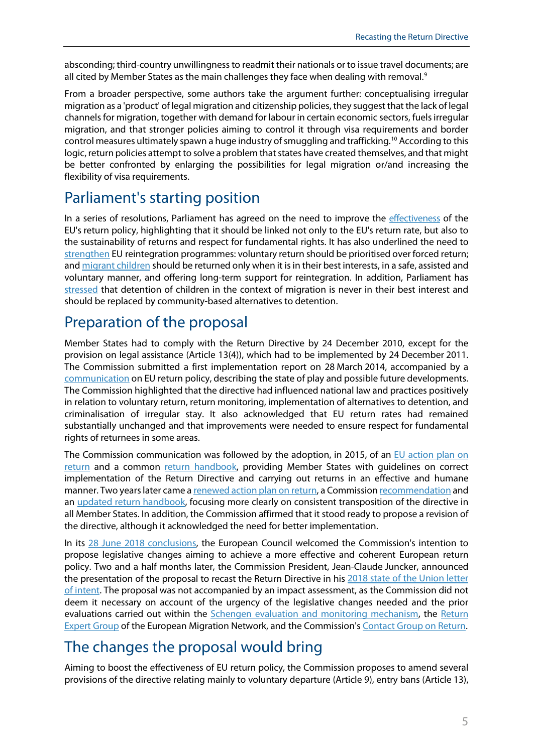absconding; third-country unwillingness to readmit their nationals or to issue travel documents; are all cited by Member States as the main challenges they face when dealing with removal.[9]

From a broader perspective, some authors take the argument further: conceptualising irregular migration as a 'product' of legal migration and citizenship policies, they suggest that the lack of legal channels for migration, together with demand for labour in certain economic sectors, fuels irregular migration, and that stronger policies aiming to control it through visa requirements and border control measures ultimately spawn a huge industry of smuggling and trafficking.[10] According to this logic, return policies attempt to solve a problem that states have created themselves, and that might be better confronted by enlarging the possibilities for legal migration or/and increasing the flexibility of visa requirements.

## Parliament's starting position

In a series of resolutions, Parliament has agreed on the need to improve the effectiveness of the EU's return policy, highlighting that it should be linked not only to the EU's return rate, but also to the sustainability of returns and respect for fundamental rights. It has also underlined the need to strengthen EU reintegration programmes: voluntary return should be prioritised over forced return; and migrant children should be returned only when it is in their best interests, in a safe, assisted and voluntary manner, and offering long-term support for reintegration. In addition, Parliament has stressed that detention of children in the context of migration is never in their best interest and should be replaced by community-based alternatives to detention.

## Preparation of the proposal

Member States had to comply with the Return Directive by 24 December 2010, except for the provision on legal assistance (Article 13(4)), which had to be implemented by 24 December 2011. The Commission submitted a first implementation report on 28 March 2014, accompanied by a communication on EU return policy, describing the state of play and possible future developments. The Commission highlighted that the directive had influenced national law and practices positively in relation to voluntary return, return monitoring, implementation of alternatives to detention, and criminalisation of irregular stay. It also acknowledged that EU return rates had remained substantially unchanged and that improvements were needed to ensure respect for fundamental rights of returnees in some areas.

The Commission communication was followed by the adoption, in 2015, of an EU action plan on return and a common return handbook, providing Member States with guidelines on correct implementation of the Return Directive and carrying out returns in an effective and humane manner. Two years later came a renewed action plan on return, a Commission recommendation and an updated return handbook, focusing more clearly on consistent transposition of the directive in all Member States. In addition, the Commission affirmed that it stood ready to propose a revision of the directive, although it acknowledged the need for better implementation.

In its 28 June 2018 conclusions, the European Council welcomed the Commission's intention to propose legislative changes aiming to achieve a more effective and coherent European return policy. Two and a half months later, the Commission President, Jean-Claude Juncker, announced the presentation of the proposal to recast the Return Directive in his 2018 state of the Union letter of intent. The proposal was not accompanied by an impact assessment, as the Commission did not deem it necessary on account of the urgency of the legislative changes needed and the prior evaluations carried out within the Schengen evaluation and monitoring mechanism, the Return Expert Group of the European Migration Network, and the Commission's Contact Group on Return.

## The changes the proposal would bring

Aiming to boost the effectiveness of EU return policy, the Commission proposes to amend several provisions of the directive relating mainly to voluntary departure (Article 9), entry bans (Article 13),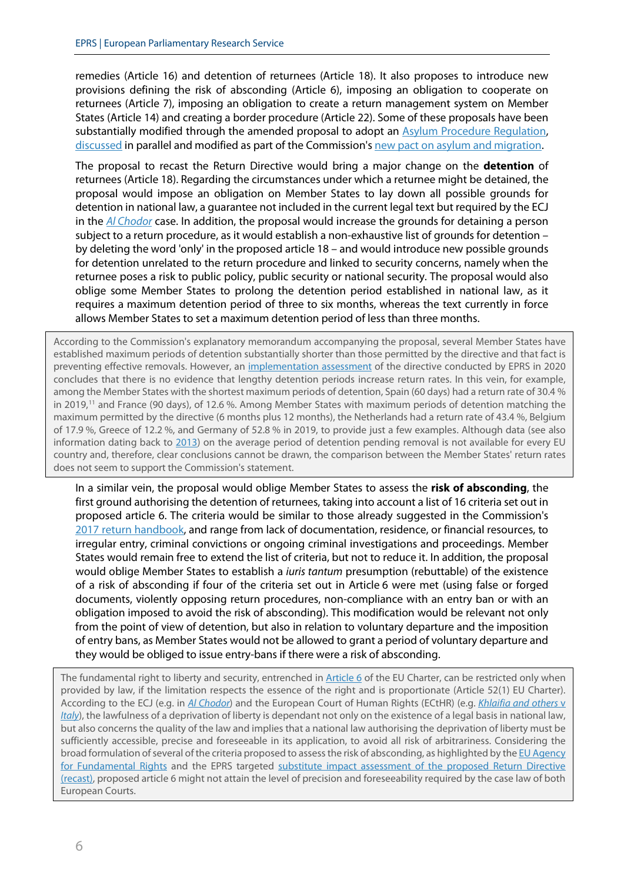remedies (Article 16) and detention of returnees (Article 18). It also proposes to introduce new provisions defining the risk of absconding (Article 6), imposing an obligation to cooperate on returnees (Article 7), imposing an obligation to create a return management system on Member States (Article 14) and creating a border procedure (Article 22). Some of these proposals have been substantially modified through the amended proposal to adopt an Asylum Procedure Regulation, discussed in parallel and modified as part of the Commission's new pact on asylum and migration.

The proposal to recast the Return Directive would bring a major change on the **detention** of returnees (Article 18). Regarding the circumstances under which a returnee might be detained, the proposal would impose an obligation on Member States to lay down all possible grounds for detention in national law, a guarantee not included in the current legal text but required by the ECJ in the *Al Chodor* case. In addition, the proposal would increase the grounds for detaining a person subject to a return procedure, as it would establish a non-exhaustive list of grounds for detention – by deleting the word 'only' in the proposed article 18 – and would introduce new possible grounds for detention unrelated to the return procedure and linked to security concerns, namely when the returnee poses a risk to public policy, public security or national security. The proposal would also oblige some Member States to prolong the detention period established in national law, as it requires a maximum detention period of three to six months, whereas the text currently in force allows Member States to set a maximum detention period of less than three months.

> According to the Commission's explanatory memorandum accompanying the proposal, several Member States have established maximum periods of detention substantially shorter than those permitted by the directive and that fact is preventing effective removals. However, an implementation assessment of the directive conducted by EPRS in 2020 concludes that there is no evidence that lengthy detention periods increase return rates. In this vein, for example, among the Member States with the shortest maximum periods of detention, Spain (60 days) had a return rate of 30.4 % in 2019,[11] and France (90 days), of 12.6 %. Among Member States with maximum periods of detention matching the maximum permitted by the directive (6 months plus 12 months), the Netherlands had a return rate of 43.4 %, Belgium of 17.9 %, Greece of 12.2 %, and Germany of 52.8 % in 2019, to provide just a few examples. Although data (see also information dating back to 2013) on the average period of detention pending removal is not available for every EU country and, therefore, clear conclusions cannot be drawn, the comparison between the Member States' return rates does not seem to support the Commission's statement.

In a similar vein, the proposal would oblige Member States to assess the **risk of absconding**, the first ground authorising the detention of returnees, taking into account a list of 16 criteria set out in proposed article 6. The criteria would be similar to those already suggested in the Commission's 2017 return handbook, and range from lack of documentation, residence, or financial resources, to irregular entry, criminal convictions or ongoing criminal investigations and proceedings. Member States would remain free to extend the list of criteria, but not to reduce it. In addition, the proposal would oblige Member States to establish a *iuris tantum* presumption (rebuttable) of the existence of a risk of absconding if four of the criteria set out in Article 6 were met (using false or forged documents, violently opposing return procedures, non-compliance with an entry ban or with an obligation imposed to avoid the risk of absconding). This modification would be relevant not only from the point of view of detention, but also in relation to voluntary departure and the imposition of entry bans, as Member States would not be allowed to grant a period of voluntary departure and they would be obliged to issue entry-bans if there were a risk of absconding.

> The fundamental right to liberty and security, entrenched in Article 6 of the EU Charter, can be restricted only when provided by law, if the limitation respects the essence of the right and is proportionate (Article 52(1) EU Charter). According to the ECJ (e.g. in *Al Chodor*) and the European Court of Human Rights (ECtHR) (e.g. *Khlaifia and others v Italy*), the lawfulness of a deprivation of liberty is dependant not only on the existence of a legal basis in national law, but also concerns the quality of the law and implies that a national law authorising the deprivation of liberty must be sufficiently accessible, precise and foreseeable in its application, to avoid all risk of arbitrariness. Considering the broad formulation of several of the criteria proposed to assess the risk of absconding, as highlighted by the EU Agency for Fundamental Rights and the EPRS targeted substitute impact assessment of the proposed Return Directive (recast), proposed article 6 might not attain the level of precision and foreseeability required by the case law of both European Courts.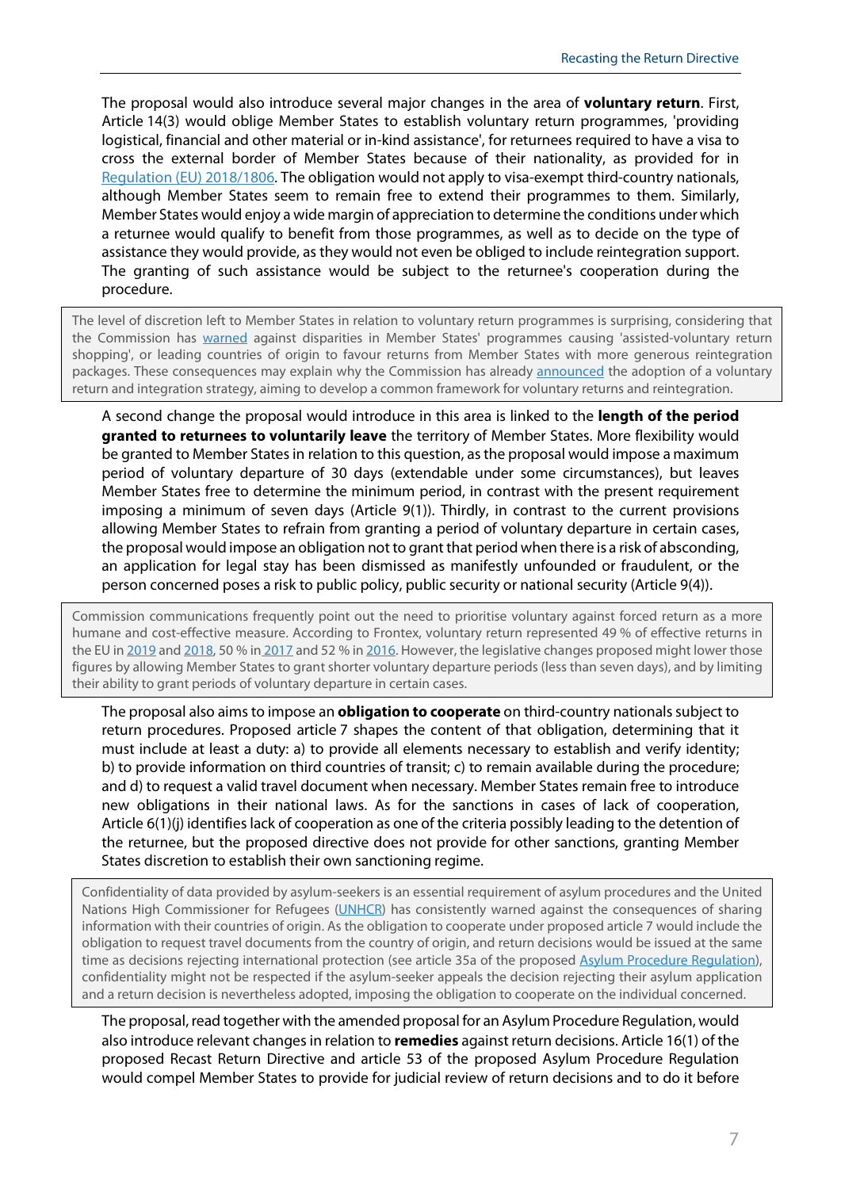The proposal would also introduce several major changes in the area of **voluntary return**. First, Article 14(3) would oblige Member States to establish voluntary return programmes, 'providing logistical, financial and other material or in-kind assistance', for returnees required to have a visa to cross the external border of Member States because of their nationality, as provided for in Regulation (EU) 2018/1806. The obligation would not apply to visa-exempt third-country nationals, although Member States seem to remain free to extend their programmes to them. Similarly, Member States would enjoy a wide margin of appreciation to determine the conditions under which a returnee would qualify to benefit from those programmes, as well as to decide on the type of assistance they would provide, as they would not even be obliged to include reintegration support. The granting of such assistance would be subject to the returnee's cooperation during the procedure.

> The level of discretion left to Member States in relation to voluntary return programmes is surprising, considering that the Commission has warned against disparities in Member States' programmes causing 'assisted-voluntary return shopping', or leading countries of origin to favour returns from Member States with more generous reintegration packages. These consequences may explain why the Commission has already announced the adoption of a voluntary return and integration strategy, aiming to develop a common framework for voluntary returns and reintegration.

A second change the proposal would introduce in this area is linked to the **length of the period granted to returnees to voluntarily leave** the territory of Member States. More flexibility would be granted to Member States in relation to this question, as the proposal would impose a maximum period of voluntary departure of 30 days (extendable under some circumstances), but leaves Member States free to determine the minimum period, in contrast with the present requirement imposing a minimum of seven days (Article 9(1)). Thirdly, in contrast to the current provisions allowing Member States to refrain from granting a period of voluntary departure in certain cases, the proposal would impose an obligation not to grant that period when there is a risk of absconding, an application for legal stay has been dismissed as manifestly unfounded or fraudulent, or the person concerned poses a risk to public policy, public security or national security (Article 9(4)).

> Commission communications frequently point out the need to prioritise voluntary against forced return as a more humane and cost-effective measure. According to Frontex, voluntary return represented 49 % of effective returns in the EU in 2019 and 2018, 50 % in 2017 and 52 % in 2016. However, the legislative changes proposed might lower those figures by allowing Member States to grant shorter voluntary departure periods (less than seven days), and by limiting their ability to grant periods of voluntary departure in certain cases.

The proposal also aims to impose an **obligation to cooperate** on third-country nationals subject to return procedures. Proposed article 7 shapes the content of that obligation, determining that it must include at least a duty: a) to provide all elements necessary to establish and verify identity; b) to provide information on third countries of transit; c) to remain available during the procedure; and d) to request a valid travel document when necessary. Member States remain free to introduce new obligations in their national laws. As for the sanctions in cases of lack of cooperation, Article 6(1)(j) identifies lack of cooperation as one of the criteria possibly leading to the detention of the returnee, but the proposed directive does not provide for other sanctions, granting Member States discretion to establish their own sanctioning regime.

> Confidentiality of data provided by asylum-seekers is an essential requirement of asylum procedures and the United Nations High Commissioner for Refugees (UNHCR) has consistently warned against the consequences of sharing information with their countries of origin. As the obligation to cooperate under proposed article 7 would include the obligation to request travel documents from the country of origin, and return decisions would be issued at the same time as decisions rejecting international protection (see article 35a of the proposed Asylum Procedure Regulation), confidentiality might not be respected if the asylum-seeker appeals the decision rejecting their asylum application and a return decision is nevertheless adopted, imposing the obligation to cooperate on the individual concerned.

The proposal, read together with the amended proposal for an Asylum Procedure Regulation, would also introduce relevant changes in relation to **remedies** against return decisions. Article 16(1) of the proposed Recast Return Directive and article 53 of the proposed Asylum Procedure Regulation would compel Member States to provide for judicial review of return decisions and to do it before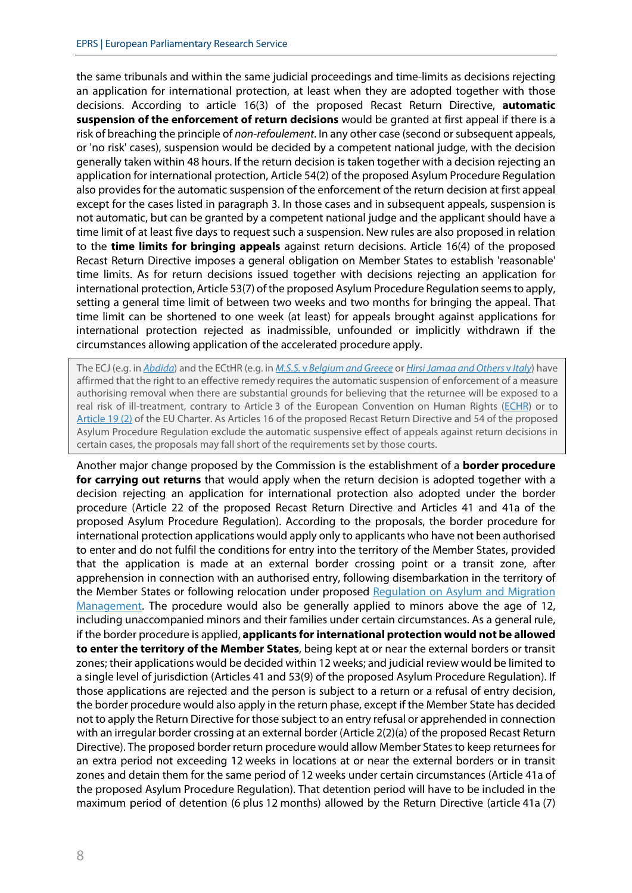the same tribunals and within the same judicial proceedings and time-limits as decisions rejecting an application for international protection, at least when they are adopted together with those decisions. According to article 16(3) of the proposed Recast Return Directive, **automatic suspension of the enforcement of return decisions** would be granted at first appeal if there is a risk of breaching the principle of *non-refoulement*. In any other case (second or subsequent appeals, or 'no risk' cases), suspension would be decided by a competent national judge, with the decision generally taken within 48 hours. If the return decision is taken together with a decision rejecting an application for international protection, Article 54(2) of the proposed Asylum Procedure Regulation also provides for the automatic suspension of the enforcement of the return decision at first appeal except for the cases listed in paragraph 3. In those cases and in subsequent appeals, suspension is not automatic, but can be granted by a competent national judge and the applicant should have a time limit of at least five days to request such a suspension. New rules are also proposed in relation to the **time limits for bringing appeals** against return decisions. Article 16(4) of the proposed Recast Return Directive imposes a general obligation on Member States to establish 'reasonable' time limits. As for return decisions issued together with decisions rejecting an application for international protection, Article 53(7) of the proposed Asylum Procedure Regulation seems to apply, setting a general time limit of between two weeks and two months for bringing the appeal. That time limit can be shortened to one week (at least) for appeals brought against applications for international protection rejected as inadmissible, unfounded or implicitly withdrawn if the circumstances allowing application of the accelerated procedure apply.

> The ECJ (e.g. in *Abdida*) and the ECtHR (e.g. in *M.S.S.* v *Belgium and Greece* or *Hirsi Jamaa and Others* v *Italy*) have affirmed that the right to an effective remedy requires the automatic suspension of enforcement of a measure authorising removal when there are substantial grounds for believing that the returnee will be exposed to a real risk of ill-treatment, contrary to Article 3 of the European Convention on Human Rights (ECHR) or to Article 19 (2) of the EU Charter. As Articles 16 of the proposed Recast Return Directive and 54 of the proposed Asylum Procedure Regulation exclude the automatic suspensive effect of appeals against return decisions in certain cases, the proposals may fall short of the requirements set by those courts.

Another major change proposed by the Commission is the establishment of a **border procedure for carrying out returns** that would apply when the return decision is adopted together with a decision rejecting an application for international protection also adopted under the border procedure (Article 22 of the proposed Recast Return Directive and Articles 41 and 41a of the proposed Asylum Procedure Regulation). According to the proposals, the border procedure for international protection applications would apply only to applicants who have not been authorised to enter and do not fulfil the conditions for entry into the territory of the Member States, provided that the application is made at an external border crossing point or a transit zone, after apprehension in connection with an authorised entry, following disembarkation in the territory of the Member States or following relocation under proposed Regulation on Asylum and Migration Management. The procedure would also be generally applied to minors above the age of 12, including unaccompanied minors and their families under certain circumstances. As a general rule, if the border procedure is applied, **applicants for international protection would not be allowed to enter the territory of the Member States**, being kept at or near the external borders or transit zones; their applications would be decided within 12 weeks; and judicial review would be limited to a single level of jurisdiction (Articles 41 and 53(9) of the proposed Asylum Procedure Regulation). If those applications are rejected and the person is subject to a return or a refusal of entry decision, the border procedure would also apply in the return phase, except if the Member State has decided not to apply the Return Directive for those subject to an entry refusal or apprehended in connection with an irregular border crossing at an external border (Article 2(2)(a) of the proposed Recast Return Directive). The proposed border return procedure would allow Member States to keep returnees for an extra period not exceeding 12 weeks in locations at or near the external borders or in transit zones and detain them for the same period of 12 weeks under certain circumstances (Article 41a of the proposed Asylum Procedure Regulation). That detention period will have to be included in the maximum period of detention (6 plus 12 months) allowed by the Return Directive (article 41a (7)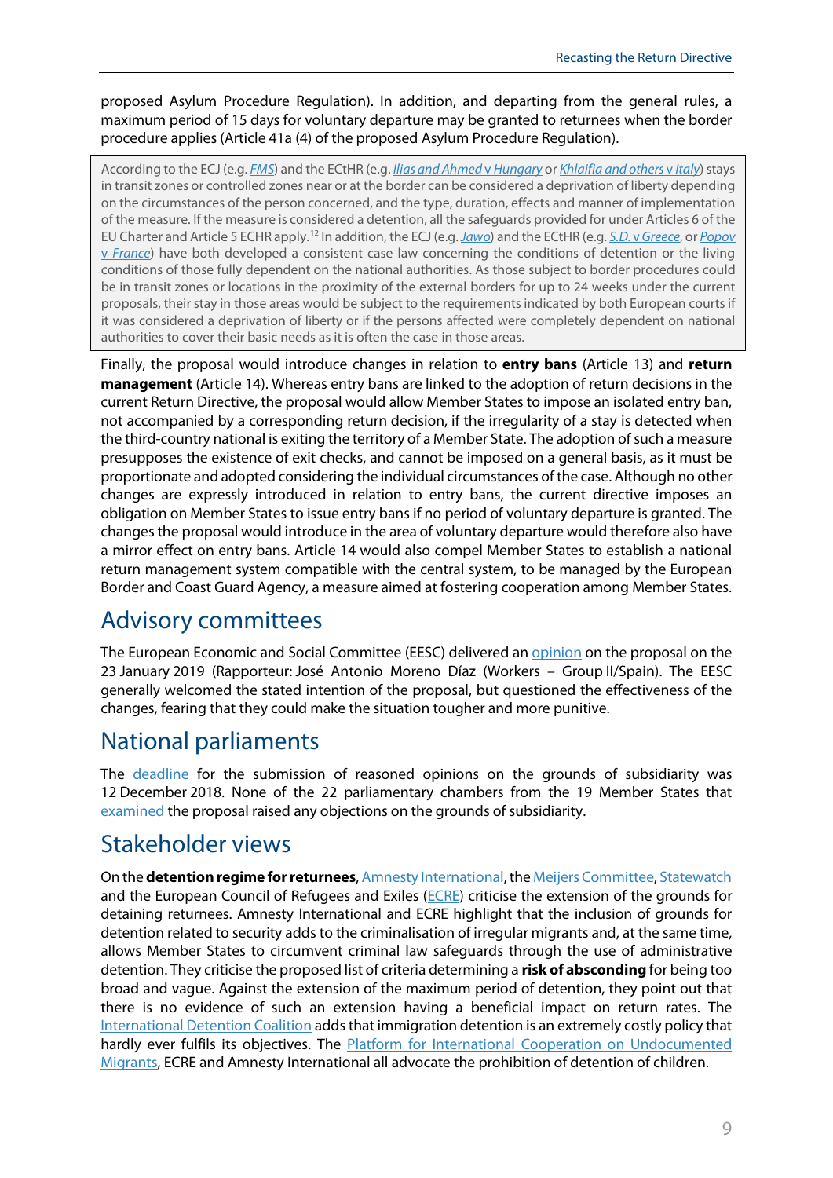proposed Asylum Procedure Regulation). In addition, and departing from the general rules, a maximum period of 15 days for voluntary departure may be granted to returnees when the border procedure applies (Article 41a (4) of the proposed Asylum Procedure Regulation).

> According to the ECJ (e.g. *FMS*) and the ECtHR (e.g. *Ilias and Ahmed* v *Hungary* or *Khlaifia and others* v *Italy*) stays in transit zones or controlled zones near or at the border can be considered a deprivation of liberty depending on the circumstances of the person concerned, and the type, duration, effects and manner of implementation of the measure. If the measure is considered a detention, all the safeguards provided for under Articles 6 of the EU Charter and Article 5 ECHR apply.[12] In addition, the ECJ (e.g. *Jawo*) and the ECtHR (e.g. *S.D.* v *Greece*, or *Popov* v *France*) have both developed a consistent case law concerning the conditions of detention or the living conditions of those fully dependent on the national authorities. As those subject to border procedures could be in transit zones or locations in the proximity of the external borders for up to 24 weeks under the current proposals, their stay in those areas would be subject to the requirements indicated by both European courts if it was considered a deprivation of liberty or if the persons affected were completely dependent on national authorities to cover their basic needs as it is often the case in those areas.

Finally, the proposal would introduce changes in relation to **entry bans** (Article 13) and **return management** (Article 14). Whereas entry bans are linked to the adoption of return decisions in the current Return Directive, the proposal would allow Member States to impose an isolated entry ban, not accompanied by a corresponding return decision, if the irregularity of a stay is detected when the third-country national is exiting the territory of a Member State. The adoption of such a measure presupposes the existence of exit checks, and cannot be imposed on a general basis, as it must be proportionate and adopted considering the individual circumstances of the case. Although no other changes are expressly introduced in relation to entry bans, the current directive imposes an obligation on Member States to issue entry bans if no period of voluntary departure is granted. The changes the proposal would introduce in the area of voluntary departure would therefore also have a mirror effect on entry bans. Article 14 would also compel Member States to establish a national return management system compatible with the central system, to be managed by the European Border and Coast Guard Agency, a measure aimed at fostering cooperation among Member States.

## Advisory committees

The European Economic and Social Committee (EESC) delivered an opinion on the proposal on the 23 January 2019 (Rapporteur: José Antonio Moreno Díaz (Workers – Group II/Spain). The EESC generally welcomed the stated intention of the proposal, but questioned the effectiveness of the changes, fearing that they could make the situation tougher and more punitive.

## National parliaments

The deadline for the submission of reasoned opinions on the grounds of subsidiarity was 12 December 2018. None of the 22 parliamentary chambers from the 19 Member States that examined the proposal raised any objections on the grounds of subsidiarity.

## Stakeholder views

On the **detention regime for returnees**, Amnesty International, the Meijers Committee, Statewatch and the European Council of Refugees and Exiles (ECRE) criticise the extension of the grounds for detaining returnees. Amnesty International and ECRE highlight that the inclusion of grounds for detention related to security adds to the criminalisation of irregular migrants and, at the same time, allows Member States to circumvent criminal law safeguards through the use of administrative detention. They criticise the proposed list of criteria determining a **risk of absconding** for being too broad and vague. Against the extension of the maximum period of detention, they point out that there is no evidence of such an extension having a beneficial impact on return rates. The International Detention Coalition adds that immigration detention is an extremely costly policy that hardly ever fulfils its objectives. The Platform for International Cooperation on Undocumented Migrants, ECRE and Amnesty International all advocate the prohibition of detention of children.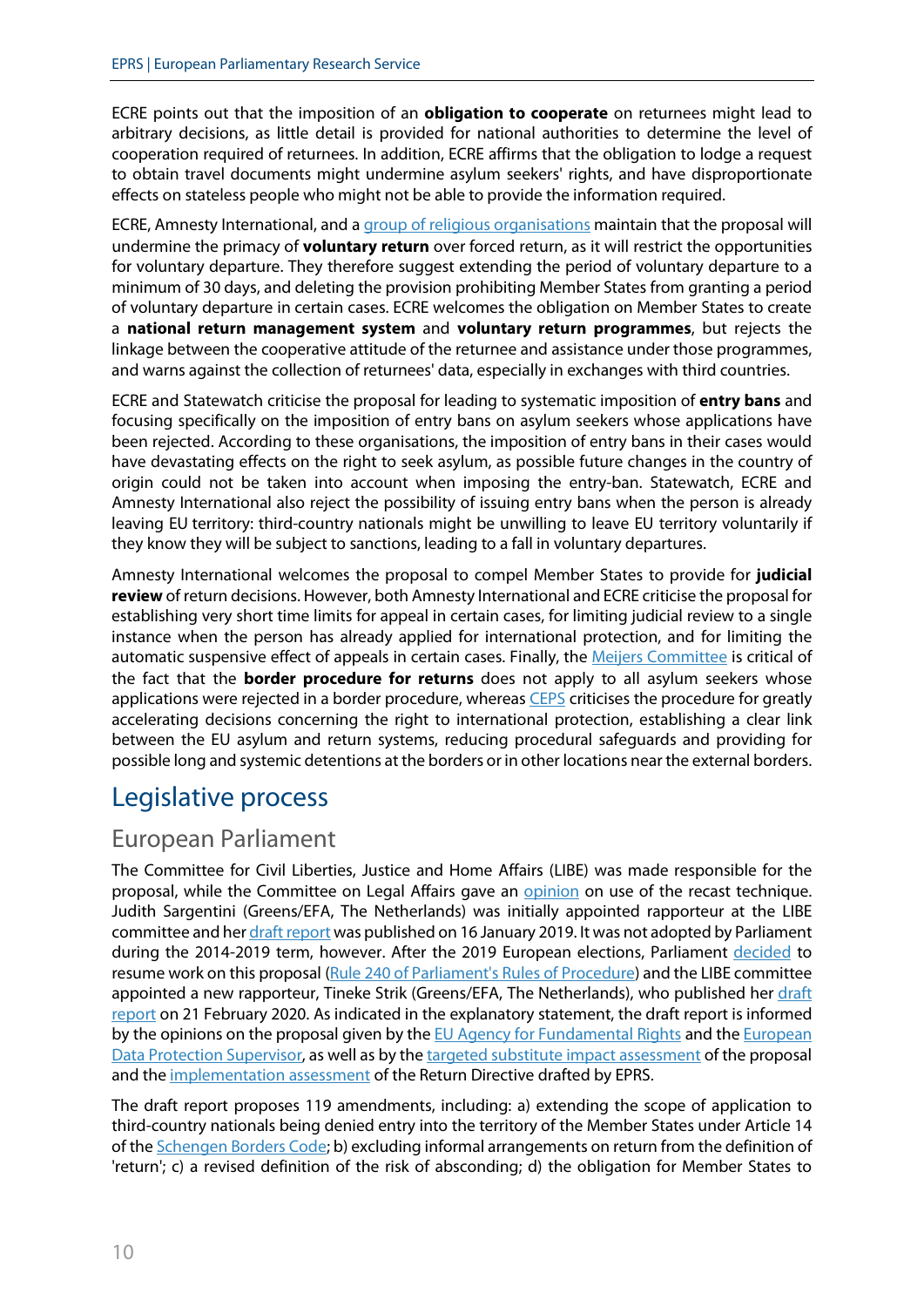ECRE points out that the imposition of an **obligation to cooperate** on returnees might lead to arbitrary decisions, as little detail is provided for national authorities to determine the level of cooperation required of returnees. In addition, ECRE affirms that the obligation to lodge a request to obtain travel documents might undermine asylum seekers' rights, and have disproportionate effects on stateless people who might not be able to provide the information required.

ECRE, Amnesty International, and a group of religious organisations maintain that the proposal will undermine the primacy of **voluntary return** over forced return, as it will restrict the opportunities for voluntary departure. They therefore suggest extending the period of voluntary departure to a minimum of 30 days, and deleting the provision prohibiting Member States from granting a period of voluntary departure in certain cases. ECRE welcomes the obligation on Member States to create a **national return management system** and **voluntary return programmes**, but rejects the linkage between the cooperative attitude of the returnee and assistance under those programmes, and warns against the collection of returnees' data, especially in exchanges with third countries.

ECRE and Statewatch criticise the proposal for leading to systematic imposition of **entry bans** and focusing specifically on the imposition of entry bans on asylum seekers whose applications have been rejected. According to these organisations, the imposition of entry bans in their cases would have devastating effects on the right to seek asylum, as possible future changes in the country of origin could not be taken into account when imposing the entry-ban. Statewatch, ECRE and Amnesty International also reject the possibility of issuing entry bans when the person is already leaving EU territory: third-country nationals might be unwilling to leave EU territory voluntarily if they know they will be subject to sanctions, leading to a fall in voluntary departures.

Amnesty International welcomes the proposal to compel Member States to provide for **judicial review** of return decisions. However, both Amnesty International and ECRE criticise the proposal for establishing very short time limits for appeal in certain cases, for limiting judicial review to a single instance when the person has already applied for international protection, and for limiting the automatic suspensive effect of appeals in certain cases. Finally, the Meijers Committee is critical of the fact that the **border procedure for returns** does not apply to all asylum seekers whose applications were rejected in a border procedure, whereas CEPS criticises the procedure for greatly accelerating decisions concerning the right to international protection, establishing a clear link between the EU asylum and return systems, reducing procedural safeguards and providing for possible long and systemic detentions at the borders or in other locations near the external borders.

## Legislative process

### European Parliament

The Committee for Civil Liberties, Justice and Home Affairs (LIBE) was made responsible for the proposal, while the Committee on Legal Affairs gave an opinion on use of the recast technique. Judith Sargentini (Greens/EFA, The Netherlands) was initially appointed rapporteur at the LIBE committee and her draft report was published on 16 January 2019. It was not adopted by Parliament during the 2014-2019 term, however. After the 2019 European elections, Parliament decided to resume work on this proposal (Rule 240 of Parliament's Rules of Procedure) and the LIBE committee appointed a new rapporteur, Tineke Strik (Greens/EFA, The Netherlands), who published her draft report on 21 February 2020. As indicated in the explanatory statement, the draft report is informed by the opinions on the proposal given by the EU Agency for Fundamental Rights and the European Data Protection Supervisor, as well as by the targeted substitute impact assessment of the proposal and the implementation assessment of the Return Directive drafted by EPRS.

The draft report proposes 119 amendments, including: a) extending the scope of application to third-country nationals being denied entry into the territory of the Member States under Article 14 of the Schengen Borders Code; b) excluding informal arrangements on return from the definition of 'return'; c) a revised definition of the risk of absconding; d) the obligation for Member States to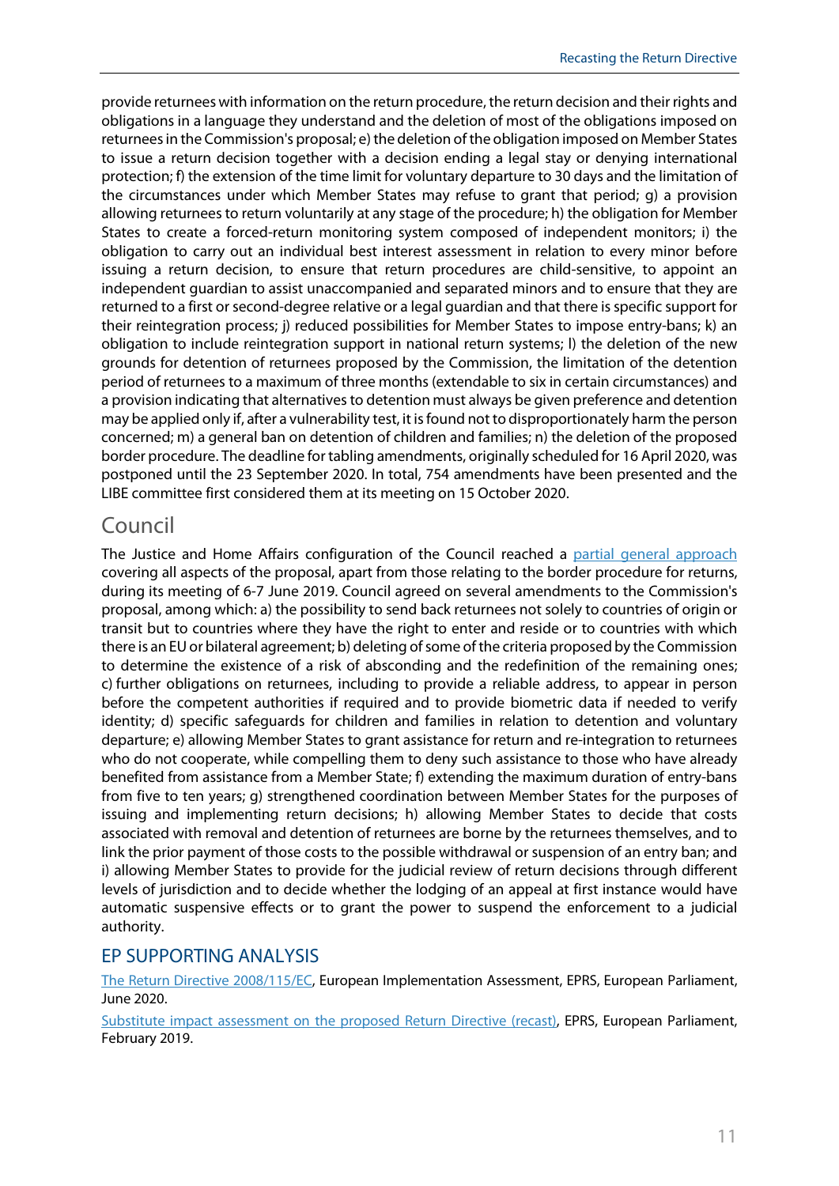provide returnees with information on the return procedure, the return decision and their rights and obligations in a language they understand and the deletion of most of the obligations imposed on returnees in the Commission's proposal; e) the deletion of the obligation imposed on Member States to issue a return decision together with a decision ending a legal stay or denying international protection; f) the extension of the time limit for voluntary departure to 30 days and the limitation of the circumstances under which Member States may refuse to grant that period; g) a provision allowing returnees to return voluntarily at any stage of the procedure; h) the obligation for Member States to create a forced-return monitoring system composed of independent monitors; i) the obligation to carry out an individual best interest assessment in relation to every minor before issuing a return decision, to ensure that return procedures are child-sensitive, to appoint an independent guardian to assist unaccompanied and separated minors and to ensure that they are returned to a first or second-degree relative or a legal guardian and that there is specific support for their reintegration process; j) reduced possibilities for Member States to impose entry-bans; k) an obligation to include reintegration support in national return systems; l) the deletion of the new grounds for detention of returnees proposed by the Commission, the limitation of the detention period of returnees to a maximum of three months (extendable to six in certain circumstances) and a provision indicating that alternatives to detention must always be given preference and detention may be applied only if, after a vulnerability test, it is found not to disproportionately harm the person concerned; m) a general ban on detention of children and families; n) the deletion of the proposed border procedure. The deadline for tabling amendments, originally scheduled for 16 April 2020, was postponed until the 23 September 2020. In total, 754 amendments have been presented and the LIBE committee first considered them at its meeting on 15 October 2020.

## Council

The Justice and Home Affairs configuration of the Council reached a partial general approach covering all aspects of the proposal, apart from those relating to the border procedure for returns, during its meeting of 6-7 June 2019. Council agreed on several amendments to the Commission's proposal, among which: a) the possibility to send back returnees not solely to countries of origin or transit but to countries where they have the right to enter and reside or to countries with which there is an EU or bilateral agreement; b) deleting of some of the criteria proposed by the Commission to determine the existence of a risk of absconding and the redefinition of the remaining ones; c) further obligations on returnees, including to provide a reliable address, to appear in person before the competent authorities if required and to provide biometric data if needed to verify identity; d) specific safeguards for children and families in relation to detention and voluntary departure; e) allowing Member States to grant assistance for return and re-integration to returnees who do not cooperate, while compelling them to deny such assistance to those who have already benefited from assistance from a Member State; f) extending the maximum duration of entry-bans from five to ten years; g) strengthened coordination between Member States for the purposes of issuing and implementing return decisions; h) allowing Member States to decide that costs associated with removal and detention of returnees are borne by the returnees themselves, and to link the prior payment of those costs to the possible withdrawal or suspension of an entry ban; and i) allowing Member States to provide for the judicial review of return decisions through different levels of jurisdiction and to decide whether the lodging of an appeal at first instance would have automatic suspensive effects or to grant the power to suspend the enforcement to a judicial authority.

## EP SUPPORTING ANALYSIS

The Return Directive 2008/115/EC, European Implementation Assessment, EPRS, European Parliament, June 2020.

Substitute impact assessment on the proposed Return Directive (recast), EPRS, European Parliament, February 2019.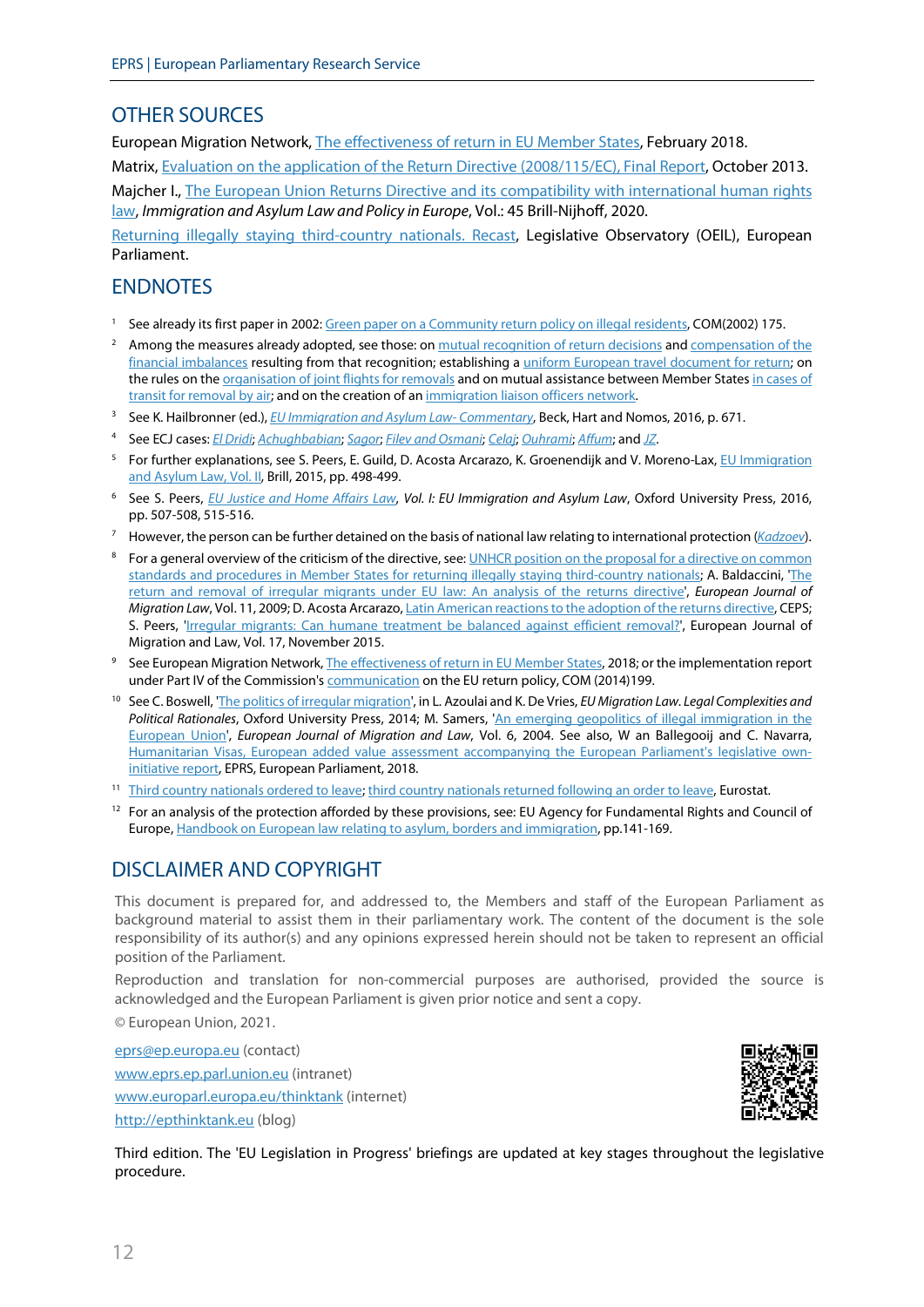## OTHER SOURCES

European Migration Network, The effectiveness of return in EU Member States, February 2018.

Matrix, Evaluation on the application of the Return Directive (2008/115/EC), Final Report, October 2013.

Majcher I., The European Union Returns Directive and its compatibility with international human rights law, *Immigration and Asylum Law and Policy in Europe*, Vol.: 45 Brill-Nijhoff, 2020.

Returning illegally staying third-country nationals. Recast, Legislative Observatory (OEIL), European Parliament.

## ENDNOTES

1. See already its first paper in 2002: Green paper on a Community return policy on illegal residents, COM(2002) 175.
2. Among the measures already adopted, see those: on mutual recognition of return decisions and compensation of the financial imbalances resulting from that recognition; establishing a uniform European travel document for return; on the rules on the organisation of joint flights for removals and on mutual assistance between Member States in cases of transit for removal by air; and on the creation of an immigration liaison officers network.
3. See K. Hailbronner (ed.), *EU Immigration and Asylum Law- Commentary*, Beck, Hart and Nomos, 2016, p. 671.
4. See ECJ cases: *El Dridi*; *Achughbabian*; *Sagor*; *Filev and Osmani*; *Celaj*; *Ouhrami*; *Affum*; and *JZ*.
5. For further explanations, see S. Peers, E. Guild, D. Acosta Arcarazo, K. Groenendijk and V. Moreno-Lax, EU Immigration and Asylum Law, Vol. II, Brill, 2015, pp. 498-499.
6. See S. Peers, *EU Justice and Home Affairs Law*, *Vol. I: EU Immigration and Asylum Law*, Oxford University Press, 2016, pp. 507-508, 515-516.
7. However, the person can be further detained on the basis of national law relating to international protection (*Kadzoev*).
8. For a general overview of the criticism of the directive, see: UNHCR position on the proposal for a directive on common standards and procedures in Member States for returning illegally staying third-country nationals; A. Baldaccini, 'The return and removal of irregular migrants under EU law: An analysis of the returns directive', *European Journal of Migration Law*, Vol. 11, 2009; D. Acosta Arcarazo, Latin American reactions to the adoption of the returns directive, CEPS; S. Peers, 'Irregular migrants: Can humane treatment be balanced against efficient removal?', European Journal of Migration and Law, Vol. 17, November 2015.
9. See European Migration Network, The effectiveness of return in EU Member States, 2018; or the implementation report under Part IV of the Commission's communication on the EU return policy, COM (2014)199.
10. See C. Boswell, 'The politics of irregular migration', in L. Azoulai and K. De Vries, *EU Migration Law. Legal Complexities and Political Rationales*, Oxford University Press, 2014; M. Samers, 'An emerging geopolitics of illegal immigration in the European Union', *European Journal of Migration and Law*, Vol. 6, 2004. See also, W an Ballegooij and C. Navarra, Humanitarian Visas, European added value assessment accompanying the European Parliament's legislative own-initiative report, EPRS, European Parliament, 2018.
11. Third country nationals ordered to leave; third country nationals returned following an order to leave, Eurostat.
12. For an analysis of the protection afforded by these provisions, see: EU Agency for Fundamental Rights and Council of Europe, Handbook on European law relating to asylum, borders and immigration, pp.141-169.

## DISCLAIMER AND COPYRIGHT

This document is prepared for, and addressed to, the Members and staff of the European Parliament as background material to assist them in their parliamentary work. The content of the document is the sole responsibility of its author(s) and any opinions expressed herein should not be taken to represent an official position of the Parliament.

Reproduction and translation for non-commercial purposes are authorised, provided the source is acknowledged and the European Parliament is given prior notice and sent a copy.

© European Union, 2021.

eprs@ep.europa.eu (contact)

www.eprs.ep.parl.union.eu (intranet)

www.europarl.europa.eu/thinktank (internet)

http://epthinktank.eu (blog)

Third edition. The 'EU Legislation in Progress' briefings are updated at key stages throughout the legislative procedure.